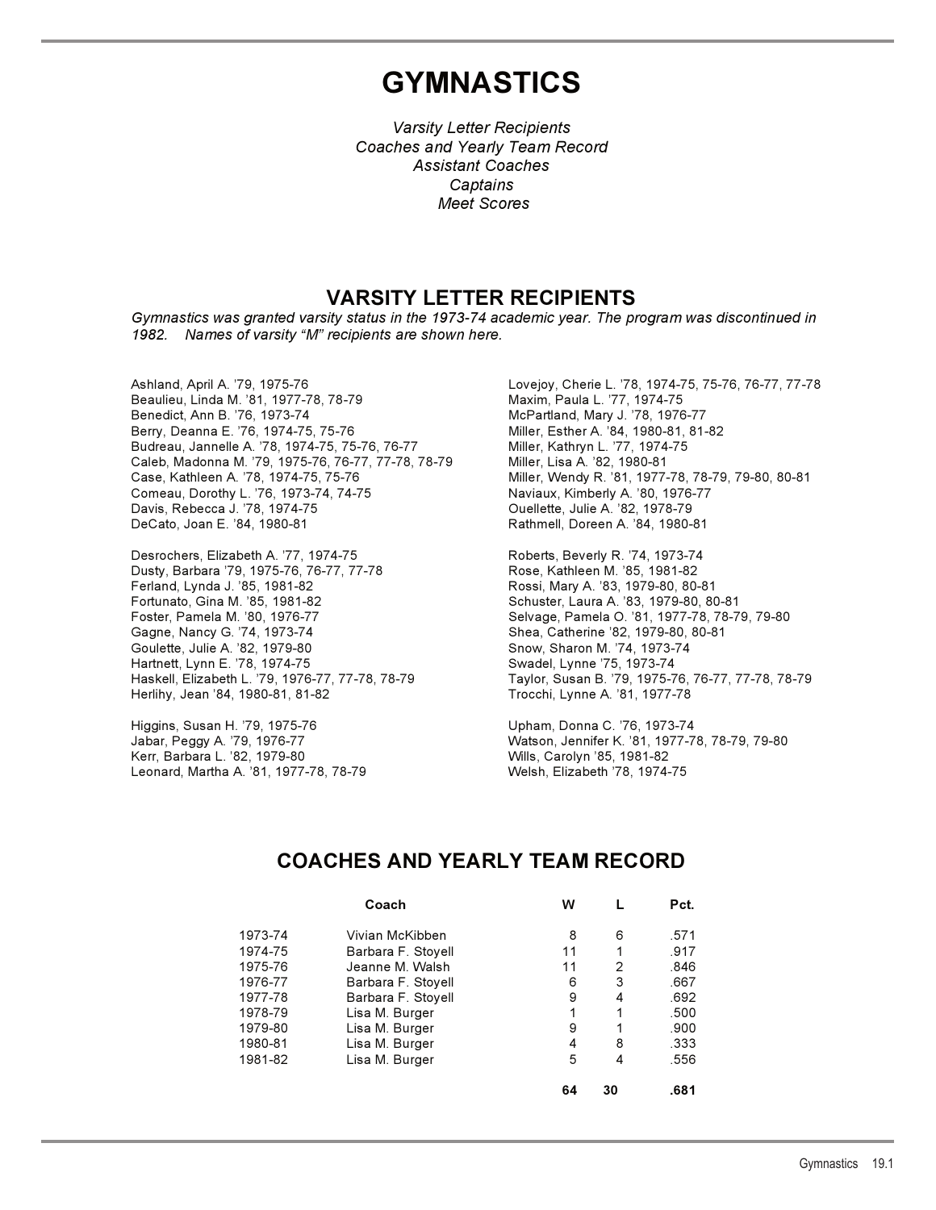# GYMNASTICS

*Varsity Letter Recipients*
*Coaches and Yearly Team Record*
*Assistant Coaches*
*Captains*
*Meet Scores*

## VARSITY LETTER RECIPIENTS

*Gymnastics was granted varsity status in the 1973-74 academic year. The program was discontinued in 1982. Names of varsity "M" recipients are shown here.*

Ashland, April A. '79, 1975-76
Beaulieu, Linda M. '81, 1977-78, 78-79
Benedict, Ann B. '76, 1973-74
Berry, Deanna E. '76, 1974-75, 75-76
Budreau, Jannelle A. '78, 1974-75, 75-76, 76-77
Caleb, Madonna M. '79, 1975-76, 76-77, 77-78, 78-79
Case, Kathleen A. '78, 1974-75, 75-76
Comeau, Dorothy L. '76, 1973-74, 74-75
Davis, Rebecca J. '78, 1974-75
DeCato, Joan E. '84, 1980-81

Desrochers, Elizabeth A. '77, 1974-75
Dusty, Barbara '79, 1975-76, 76-77, 77-78
Ferland, Lynda J. '85, 1981-82
Fortunato, Gina M. '85, 1981-82
Foster, Pamela M. '80, 1976-77
Gagne, Nancy G. '74, 1973-74
Goulette, Julie A. '82, 1979-80
Hartnett, Lynn E. '78, 1974-75
Haskell, Elizabeth L. '79, 1976-77, 77-78, 78-79
Herlihy, Jean '84, 1980-81, 81-82

Higgins, Susan H. '79, 1975-76
Jabar, Peggy A. '79, 1976-77
Kerr, Barbara L. '82, 1979-80
Leonard, Martha A. '81, 1977-78, 78-79

Lovejoy, Cherie L. '78, 1974-75, 75-76, 76-77, 77-78
Maxim, Paula L. '77, 1974-75
McPartland, Mary J. '78, 1976-77
Miller, Esther A. '84, 1980-81, 81-82
Miller, Kathryn L. '77, 1974-75
Miller, Lisa A. '82, 1980-81
Miller, Wendy R. '81, 1977-78, 78-79, 79-80, 80-81
Naviaux, Kimberly A. '80, 1976-77
Ouellette, Julie A. '82, 1978-79
Rathmell, Doreen A. '84, 1980-81

Roberts, Beverly R. '74, 1973-74
Rose, Kathleen M. '85, 1981-82
Rossi, Mary A. '83, 1979-80, 80-81
Schuster, Laura A. '83, 1979-80, 80-81
Selvage, Pamela O. '81, 1977-78, 78-79, 79-80
Shea, Catherine '82, 1979-80, 80-81
Snow, Sharon M. '74, 1973-74
Swadel, Lynne '75, 1973-74
Taylor, Susan B. '79, 1975-76, 76-77, 77-78, 78-79
Trocchi, Lynne A. '81, 1977-78

Upham, Donna C. '76, 1973-74
Watson, Jennifer K. '81, 1977-78, 78-79, 79-80
Wills, Carolyn '85, 1981-82
Welsh, Elizabeth '78, 1974-75

## COACHES AND YEARLY TEAM RECORD

| | Coach | W | L | Pct. |
|---|---|---|---|---|
| 1973-74 | Vivian McKibben | 8 | 6 | .571 |
| 1974-75 | Barbara F. Stoyell | 11 | 1 | .917 |
| 1975-76 | Jeanne M. Walsh | 11 | 2 | .846 |
| 1976-77 | Barbara F. Stoyell | 6 | 3 | .667 |
| 1977-78 | Barbara F. Stoyell | 9 | 4 | .692 |
| 1978-79 | Lisa M. Burger | 1 | 1 | .500 |
| 1979-80 | Lisa M. Burger | 9 | 1 | .900 |
| 1980-81 | Lisa M. Burger | 4 | 8 | .333 |
| 1981-82 | Lisa M. Burger | 5 | 4 | .556 |
| | | **64** | **30** | **.681** |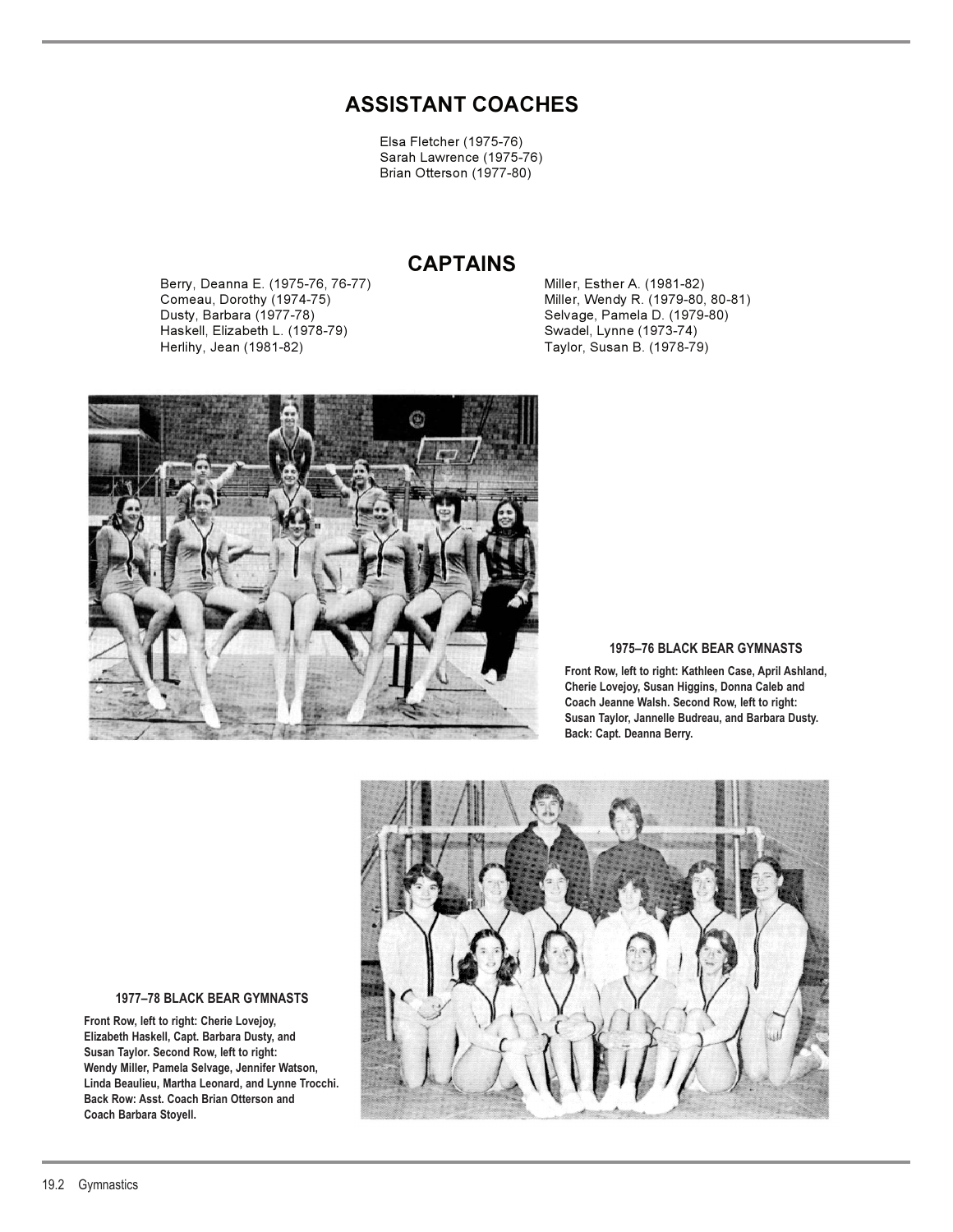## ASSISTANT COACHES

Elsa Fletcher (1975-76)
Sarah Lawrence (1975-76)
Brian Otterson (1977-80)

## CAPTAINS

Berry, Deanna E. (1975-76, 76-77)
Comeau, Dorothy (1974-75)
Dusty, Barbara (1977-78)
Haskell, Elizabeth L. (1978-79)
Herlihy, Jean (1981-82)
Miller, Esther A. (1981-82)
Miller, Wendy R. (1979-80, 80-81)
Selvage, Pamela D. (1979-80)
Swadel, Lynne (1973-74)
Taylor, Susan B. (1978-79)

**1975–76 BLACK BEAR GYMNASTS**

**Front Row, left to right: Kathleen Case, April Ashland, Cherie Lovejoy, Susan Higgins, Donna Caleb and Coach Jeanne Walsh. Second Row, left to right: Susan Taylor, Jannelle Budreau, and Barbara Dusty. Back: Capt. Deanna Berry.**

**1977–78 BLACK BEAR GYMNASTS**

**Front Row, left to right: Cherie Lovejoy, Elizabeth Haskell, Capt. Barbara Dusty, and Susan Taylor. Second Row, left to right: Wendy Miller, Pamela Selvage, Jennifer Watson, Linda Beaulieu, Martha Leonard, and Lynne Trocchi. Back Row: Asst. Coach Brian Otterson and Coach Barbara Stoyell.**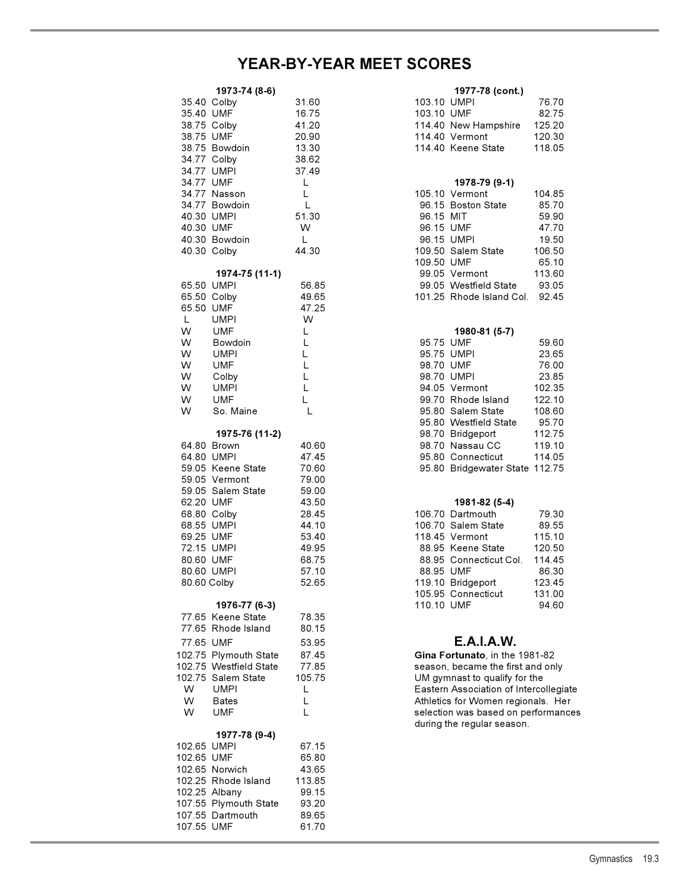# YEAR-BY-YEAR MEET SCORES

**1973-74 (8-6)**

| UM | Opponent | Score |
|---|---|---|
| 35.40 | Colby | 31.60 |
| 35.40 | UMF | 16.75 |
| 38.75 | Colby | 41.20 |
| 38.75 | UMF | 20.90 |
| 38.75 | Bowdoin | 13.30 |
| 34.77 | Colby | 38.62 |
| 34.77 | UMPI | 37.49 |
| 34.77 | UMF | L |
| 34.77 | Nasson | L |
| 34.77 | Bowdoin | L |
| 40.30 | UMPI | 51.30 |
| 40.30 | UMF | W |
| 40.30 | Bowdoin | L |
| 40.30 | Colby | 44.30 |

**1974-75 (11-1)**

| UM | Opponent | Score |
|---|---|---|
| 65.50 | UMPI | 56.85 |
| 65.50 | Colby | 49.65 |
| 65.50 | UMF | 47.25 |
| L | UMPI | W |
| W | UMF | L |
| W | Bowdoin | L |
| W | UMPI | L |
| W | UMF | L |
| W | Colby | L |
| W | UMPI | L |
| W | UMF | L |
| W | So. Maine | L |

**1975-76 (11-2)**

| UM | Opponent | Score |
|---|---|---|
| 64.80 | Brown | 40.60 |
| 64.80 | UMPI | 47.45 |
| 59.05 | Keene State | 70.60 |
| 59.05 | Vermont | 79.00 |
| 59.05 | Salem State | 59.00 |
| 62.20 | UMF | 43.50 |
| 68.80 | Colby | 28.45 |
| 68.55 | UMPI | 44.10 |
| 69.25 | UMF | 53.40 |
| 72.15 | UMPI | 49.95 |
| 80.60 | UMF | 68.75 |
| 80.60 | UMPI | 57.10 |
| 80.60 | Colby | 52.65 |

**1976-77 (6-3)**

| UM | Opponent | Score |
|---|---|---|
| 77.65 | Keene State | 78.35 |
| 77.65 | Rhode Island | 80.15 |
| 77.65 | UMF | 53.95 |
| 102.75 | Plymouth State | 87.45 |
| 102.75 | Westfield State | 77.85 |
| 102.75 | Salem State | 105.75 |
| W | UMPI | L |
| W | Bates | L |
| W | UMF | L |

**1977-78 (9-4)**

| UM | Opponent | Score |
|---|---|---|
| 102.65 | UMPI | 67.15 |
| 102.65 | UMF | 65.80 |
| 102.65 | Norwich | 43.65 |
| 102.25 | Rhode Island | 113.85 |
| 102.25 | Albany | 99.15 |
| 107.55 | Plymouth State | 93.20 |
| 107.55 | Dartmouth | 89.65 |
| 107.55 | UMF | 61.70 |
| 103.10 | UMPI | 76.70 |
| 103.10 | UMF | 82.75 |
| 114.40 | New Hampshire | 125.20 |
| 114.40 | Vermont | 120.30 |
| 114.40 | Keene State | 118.05 |

**1978-79 (9-1)**

| UM | Opponent | Score |
|---|---|---|
| 105.10 | Vermont | 104.85 |
| 96.15 | Boston State | 85.70 |
| 96.15 | MIT | 59.90 |
| 96.15 | UMF | 47.70 |
| 96.15 | UMPI | 19.50 |
| 109.50 | Salem State | 106.50 |
| 109.50 | UMF | 65.10 |
| 99.05 | Vermont | 113.60 |
| 99.05 | Westfield State | 93.05 |
| 101.25 | Rhode Island Col. | 92.45 |

**1980-81 (5-7)**

| UM | Opponent | Score |
|---|---|---|
| 95.75 | UMF | 59.60 |
| 95.75 | UMPI | 23.65 |
| 98.70 | UMF | 76.00 |
| 98.70 | UMPI | 23.85 |
| 94.05 | Vermont | 102.35 |
| 99.70 | Rhode Island | 122.10 |
| 95.80 | Salem State | 108.60 |
| 95.80 | Westfield State | 95.70 |
| 98.70 | Bridgeport | 112.75 |
| 98.70 | Nassau CC | 119.10 |
| 95.80 | Connecticut | 114.05 |
| 95.80 | Bridgewater State | 112.75 |

**1981-82 (5-4)**

| UM | Opponent | Score |
|---|---|---|
| 106.70 | Dartmouth | 79.30 |
| 106.70 | Salem State | 89.55 |
| 118.45 | Vermont | 115.10 |
| 88.95 | Keene State | 120.50 |
| 88.95 | Connecticut Col. | 114.45 |
| 88.95 | UMF | 86.30 |
| 119.10 | Bridgeport | 123.45 |
| 105.95 | Connecticut | 131.00 |
| 110.10 | UMF | 94.60 |

## E.A.I.A.W.

**Gina Fortunato**, in the 1981-82 season, became the first and only UM gymnast to qualify for the Eastern Association of Intercollegiate Athletics for Women regionals. Her selection was based on performances during the regular season.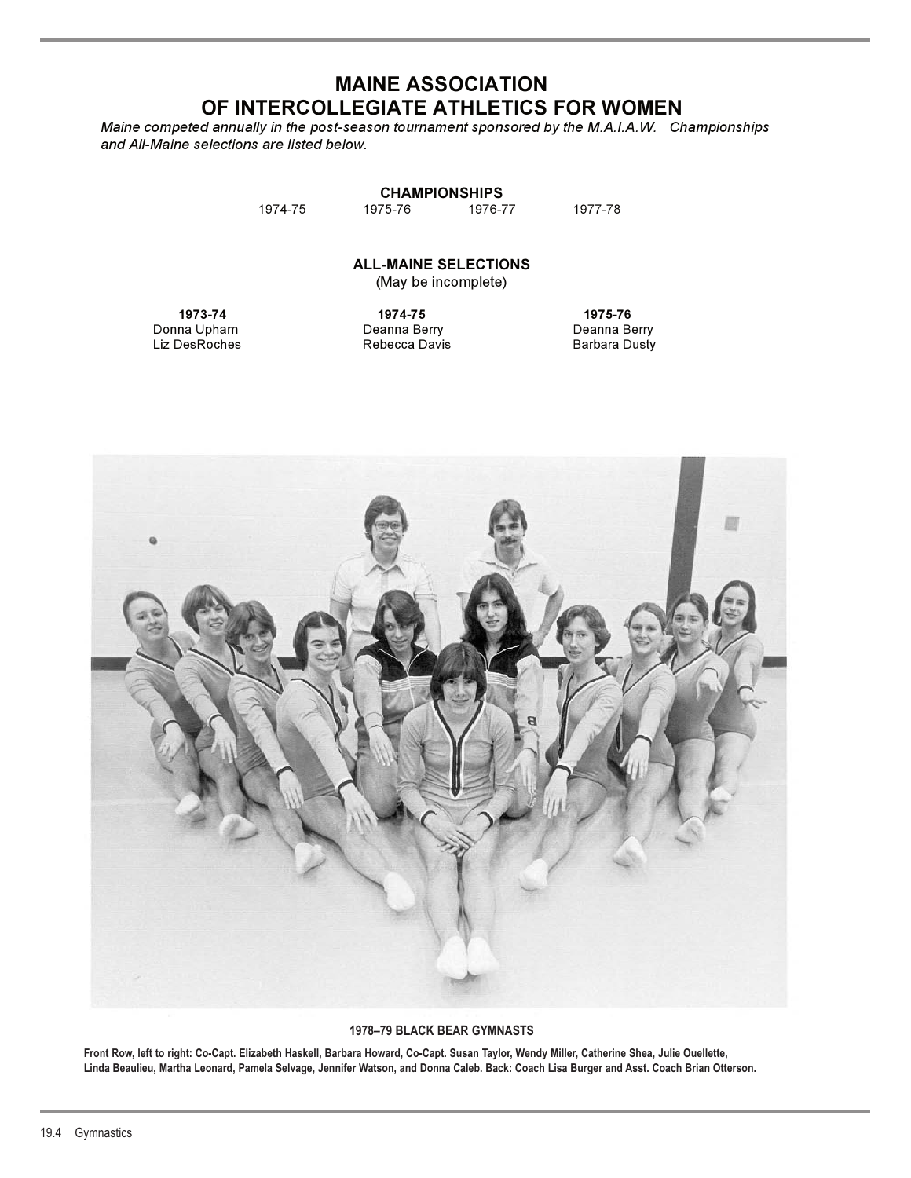# MAINE ASSOCIATION OF INTERCOLLEGIATE ATHLETICS FOR WOMEN

*Maine competed annually in the post-season tournament sponsored by the M.A.I.A.W. Championships and All-Maine selections are listed below.*

## CHAMPIONSHIPS

1974-75 1975-76 1976-77 1977-78

## ALL-MAINE SELECTIONS

(May be incomplete)

| 1973-74 | 1974-75 | 1975-76 |
|---|---|---|
| Donna Upham | Deanna Berry | Deanna Berry |
| Liz DesRoches | Rebecca Davis | Barbara Dusty |

**1978–79 BLACK BEAR GYMNASTS**

**Front Row, left to right: Co-Capt. Elizabeth Haskell, Barbara Howard, Co-Capt. Susan Taylor, Wendy Miller, Catherine Shea, Julie Ouellette, Linda Beaulieu, Martha Leonard, Pamela Selvage, Jennifer Watson, and Donna Caleb. Back: Coach Lisa Burger and Asst. Coach Brian Otterson.**